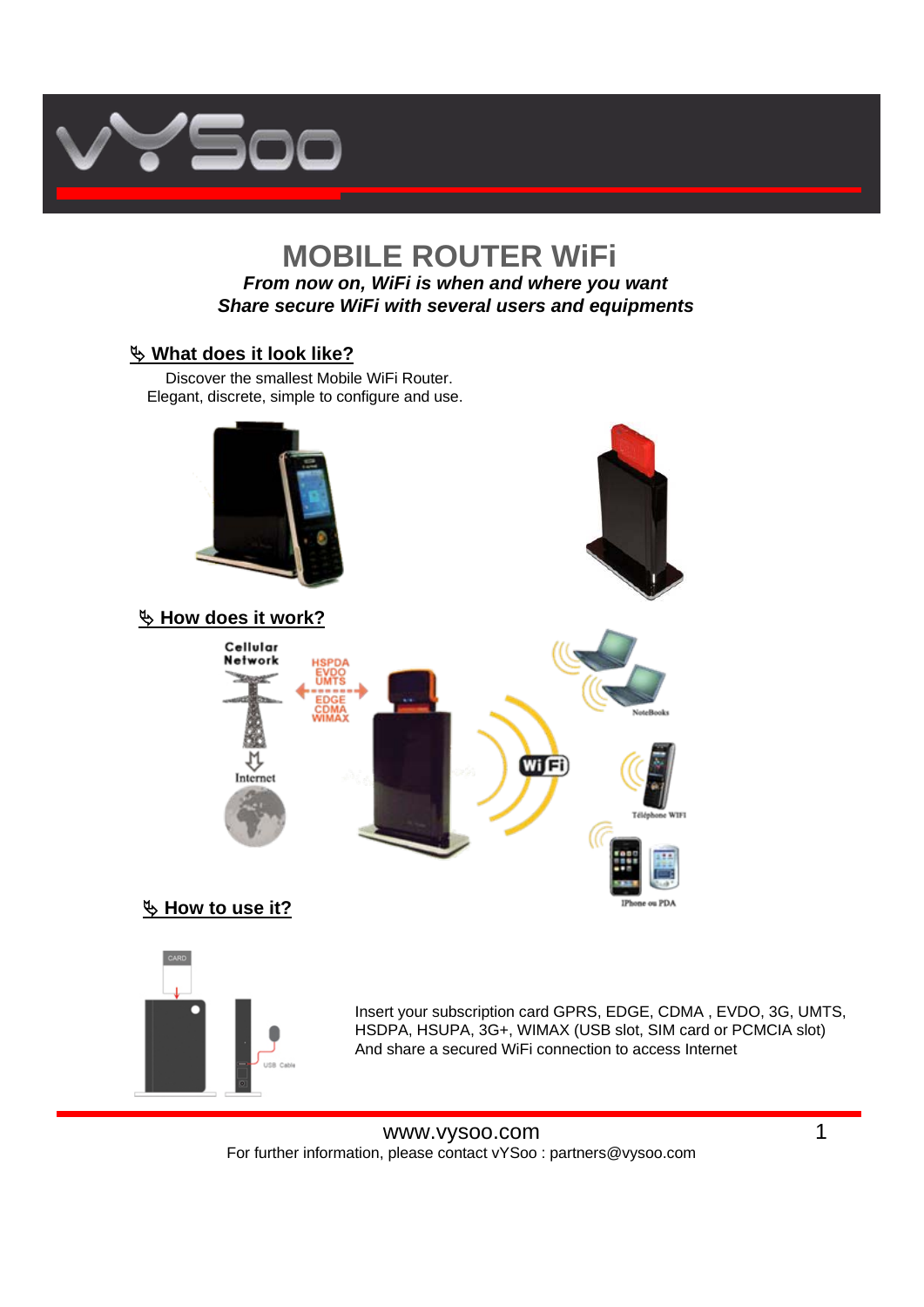# MOBILE ROUTER WiFi

***From now on, WiFi is when and where you want***
***Share secure WiFi with several users and equipments***

## What does it look like?

Discover the smallest Mobile WiFi Router.
Elegant, discrete, simple to configure and use.

## How does it work?

## How to use it?

Insert your subscription card GPRS, EDGE, CDMA , EVDO, 3G, UMTS, HSDPA, HSUPA, 3G+, WIMAX (USB slot, SIM card or PCMCIA slot)
And share a secured WiFi connection to access Internet

www.vysoo.com
For further information, please contact vYSoo : partners@vysoo.com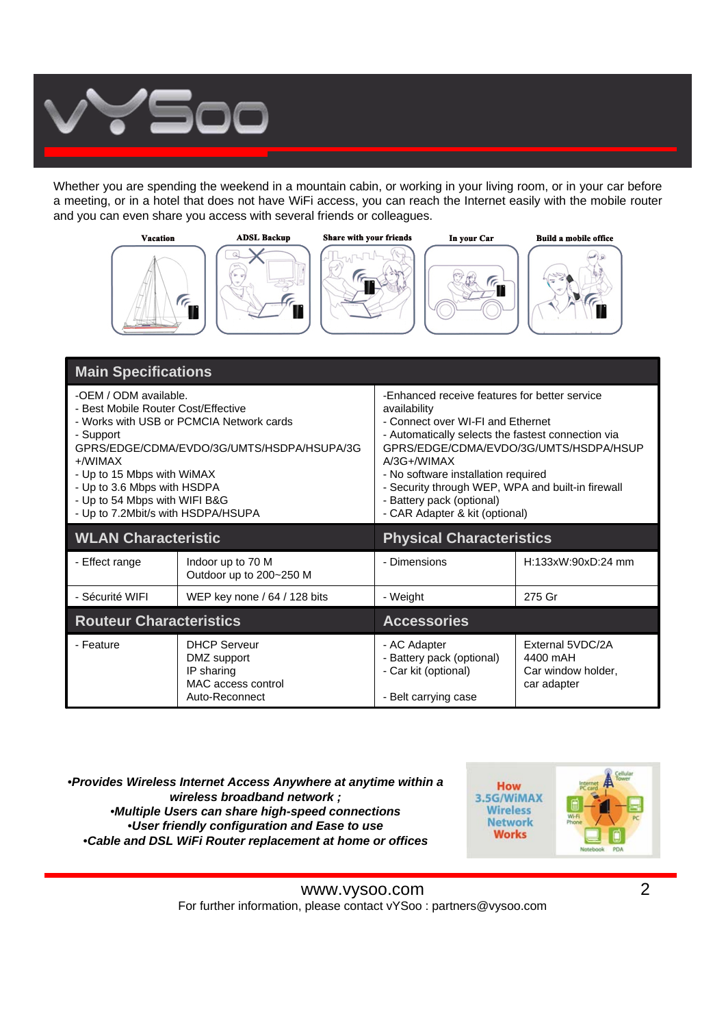Whether you are spending the weekend in a mountain cabin, or working in your living room, or in your car before a meeting, or in a hotel that does not have WiFi access, you can reach the Internet easily with the mobile router and you can even share you access with several friends or colleagues.

Vacation | ADSL Backup | Share with your friends | In your Car | Build a mobile office

| Main Specifications | | | |
|---|---|---|---|
| -OEM / ODM available.<br>- Best Mobile Router Cost/Effective<br>- Works with USB or PCMCIA Network cards<br>- Support GPRS/EDGE/CDMA/EVDO/3G/UMTS/HSDPA/HSUPA/3G+/WIMAX<br>- Up to 15 Mbps with WiMAX<br>- Up to 3.6 Mbps with HSDPA<br>- Up to 54 Mbps with WIFI B&G<br>- Up to 7.2Mbit/s with HSDPA/HSUPA | | -Enhanced receive features for better service availability<br>- Connect over WI-FI and Ethernet<br>- Automatically selects the fastest connection via GPRS/EDGE/CDMA/EVDO/3G/UMTS/HSDPA/HSUPA/3G+/WIMAX<br>- No software installation required<br>- Security through WEP, WPA and built-in firewall<br>- Battery pack (optional)<br>- CAR Adapter & kit (optional) | |
| **WLAN Characteristic** | | **Physical Characteristics** | |
| - Effect range | Indoor up to 70 M<br>Outdoor up to 200~250 M | - Dimensions | H:133xW:90xD:24 mm |
| - Sécurité WIFI | WEP key none / 64 / 128 bits | - Weight | 275 Gr |
| **Routeur Characteristics** | | **Accessories** | |
| - Feature | DHCP Serveur<br>DMZ support<br>IP sharing<br>MAC access control<br>Auto-Reconnect | - AC Adapter<br>- Battery pack (optional)<br>- Car kit (optional)<br><br>- Belt carrying case | External 5VDC/2A<br>4400 mAH<br>Car window holder, car adapter |

***•Provides Wireless Internet Access Anywhere at anytime within a wireless broadband network ;***
***•Multiple Users can share high-speed connections***
***•User friendly configuration and Ease to use***
***•Cable and DSL WiFi Router replacement at home or offices***

How 3.5G/WiMAX Wireless Network Works

www.vysoo.com
For further information, please contact vYSoo : partners@vysoo.com